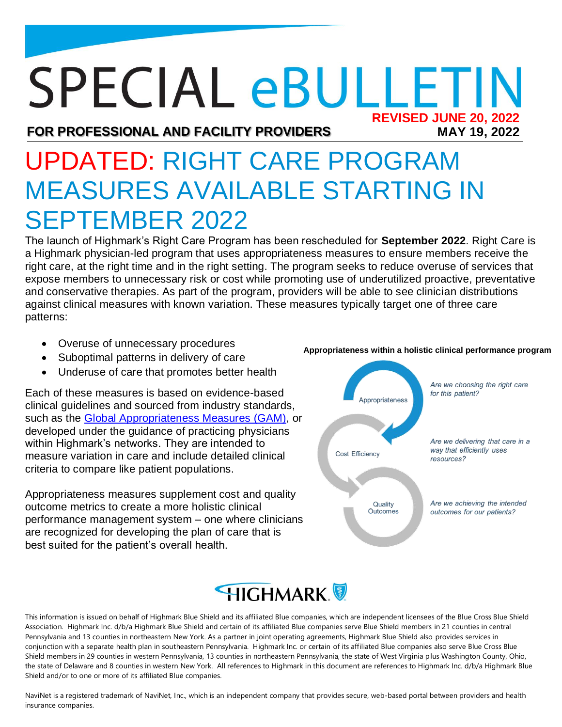# SPECIAL eBULLETIN

**REVISED JUNE 20, 2022**

**FOR PROFESSIONAL AND FACILITY PROVIDERS** **MAY 19, 2022**

# UPDATED: RIGHT CARE PROGRAM MEASURES AVAILABLE STARTING IN SEPTEMBER 2022

The launch of Highmark's Right Care Program has been rescheduled for **September 2022**. Right Care is a Highmark physician-led program that uses appropriateness measures to ensure members receive the right care, at the right time and in the right setting. The program seeks to reduce overuse of services that expose members to unnecessary risk or cost while promoting use of underutilized proactive, preventative and conservative therapies. As part of the program, providers will be able to see clinician distributions against clinical measures with known variation. These measures typically target one of three care patterns:

- Overuse of unnecessary procedures
- Suboptimal patterns in delivery of care
- Underuse of care that promotes better health

Each of these measures is based on evidence-based clinical guidelines and sourced from industry standards, such as the Global Appropriateness Measures (GAM), or developed under the guidance of practicing physicians within Highmark's networks. They are intended to measure variation in care and include detailed clinical criteria to compare like patient populations.

Appropriateness measures supplement cost and quality outcome metrics to create a more holistic clinical performance management system – one where clinicians are recognized for developing the plan of care that is best suited for the patient's overall health.

**Appropriateness within a holistic clinical performance program**

- Appropriateness — *Are we choosing the right care for this patient?*
- Cost Efficiency — *Are we delivering that care in a way that efficiently uses resources?*
- Quality Outcomes — *Are we achieving the intended outcomes for our patients?*

HIGHMARK

This information is issued on behalf of Highmark Blue Shield and its affiliated Blue companies, which are independent licensees of the Blue Cross Blue Shield Association. Highmark Inc. d/b/a Highmark Blue Shield and certain of its affiliated Blue companies serve Blue Shield members in 21 counties in central Pennsylvania and 13 counties in northeastern New York. As a partner in joint operating agreements, Highmark Blue Shield also provides services in conjunction with a separate health plan in southeastern Pennsylvania. Highmark Inc. or certain of its affiliated Blue companies also serve Blue Cross Blue Shield members in 29 counties in western Pennsylvania, 13 counties in northeastern Pennsylvania, the state of West Virginia plus Washington County, Ohio, the state of Delaware and 8 counties in western New York. All references to Highmark in this document are references to Highmark Inc. d/b/a Highmark Blue Shield and/or to one or more of its affiliated Blue companies.

NaviNet is a registered trademark of NaviNet, Inc., which is an independent company that provides secure, web-based portal between providers and health insurance companies.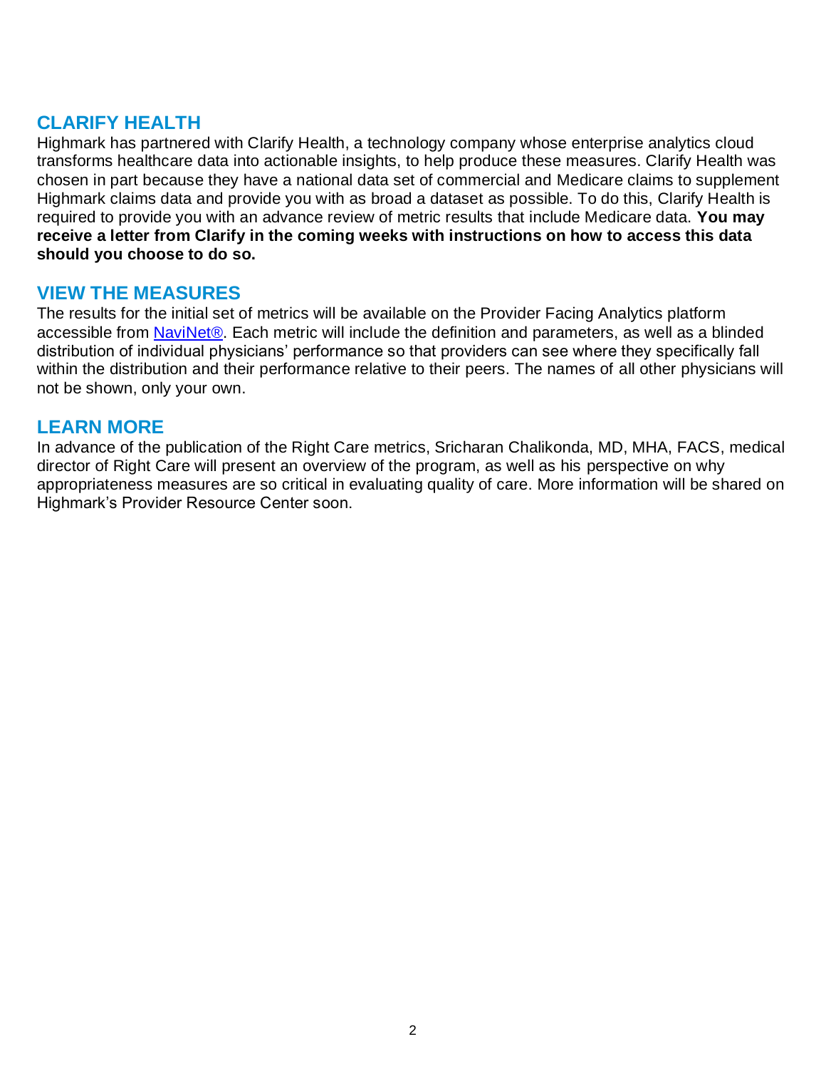## CLARIFY HEALTH

Highmark has partnered with Clarify Health, a technology company whose enterprise analytics cloud transforms healthcare data into actionable insights, to help produce these measures. Clarify Health was chosen in part because they have a national data set of commercial and Medicare claims to supplement Highmark claims data and provide you with as broad a dataset as possible. To do this, Clarify Health is required to provide you with an advance review of metric results that include Medicare data. **You may receive a letter from Clarify in the coming weeks with instructions on how to access this data should you choose to do so.**

## VIEW THE MEASURES

The results for the initial set of metrics will be available on the Provider Facing Analytics platform accessible from NaviNet®. Each metric will include the definition and parameters, as well as a blinded distribution of individual physicians' performance so that providers can see where they specifically fall within the distribution and their performance relative to their peers. The names of all other physicians will not be shown, only your own.

## LEARN MORE

In advance of the publication of the Right Care metrics, Sricharan Chalikonda, MD, MHA, FACS, medical director of Right Care will present an overview of the program, as well as his perspective on why appropriateness measures are so critical in evaluating quality of care. More information will be shared on Highmark's Provider Resource Center soon.